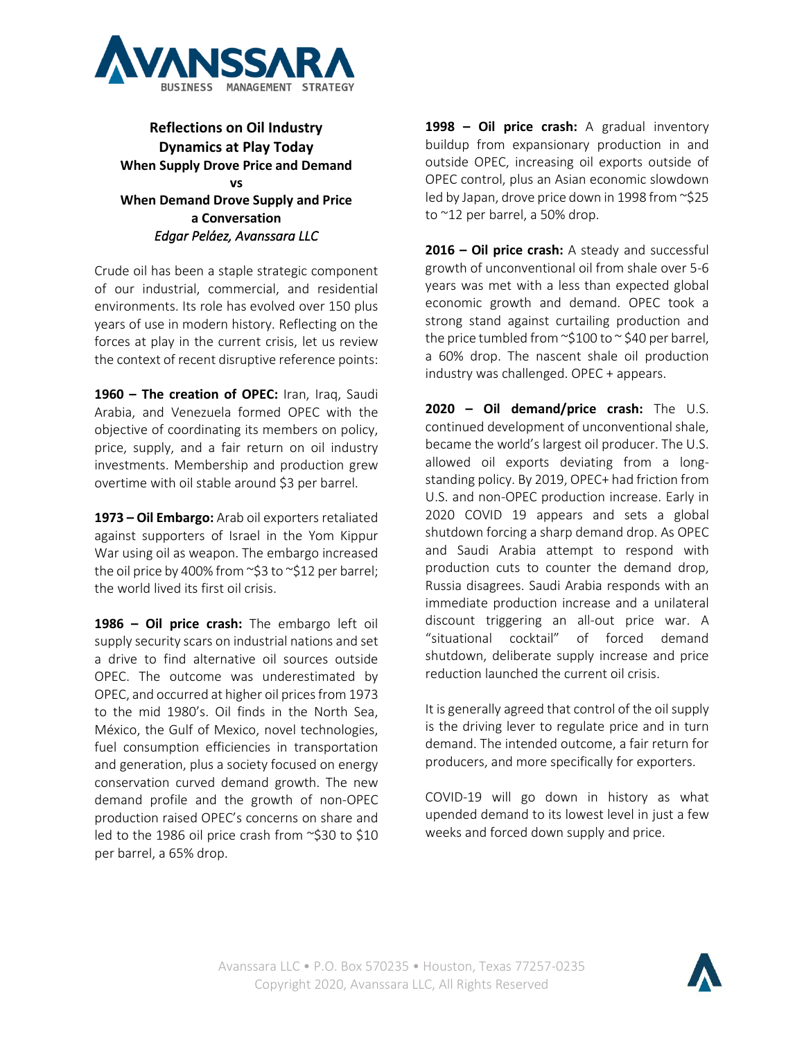# Reflections on Oil Industry Dynamics at Play Today

## When Supply Drove Price and Demand
## vs
## When Demand Drove Supply and Price

### a Conversation

*Edgar Peláez, Avanssara LLC*

Crude oil has been a staple strategic component of our industrial, commercial, and residential environments. Its role has evolved over 150 plus years of use in modern history. Reflecting on the forces at play in the current crisis, let us review the context of recent disruptive reference points:

**1960 – The creation of OPEC:** Iran, Iraq, Saudi Arabia, and Venezuela formed OPEC with the objective of coordinating its members on policy, price, supply, and a fair return on oil industry investments. Membership and production grew overtime with oil stable around $3 per barrel.

**1973 – Oil Embargo:** Arab oil exporters retaliated against supporters of Israel in the Yom Kippur War using oil as weapon. The embargo increased the oil price by 400% from ~$3 to ~$12 per barrel; the world lived its first oil crisis.

**1986 – Oil price crash:** The embargo left oil supply security scars on industrial nations and set a drive to find alternative oil sources outside OPEC. The outcome was underestimated by OPEC, and occurred at higher oil prices from 1973 to the mid 1980's. Oil finds in the North Sea, México, the Gulf of Mexico, novel technologies, fuel consumption efficiencies in transportation and generation, plus a society focused on energy conservation curved demand growth. The new demand profile and the growth of non-OPEC production raised OPEC's concerns on share and led to the 1986 oil price crash from ~$30 to $10 per barrel, a 65% drop.

**1998 – Oil price crash:** A gradual inventory buildup from expansionary production in and outside OPEC, increasing oil exports outside of OPEC control, plus an Asian economic slowdown led by Japan, drove price down in 1998 from ~$25 to ~12 per barrel, a 50% drop.

**2016 – Oil price crash:** A steady and successful growth of unconventional oil from shale over 5-6 years was met with a less than expected global economic growth and demand. OPEC took a strong stand against curtailing production and the price tumbled from ~$100 to ~ $40 per barrel, a 60% drop. The nascent shale oil production industry was challenged. OPEC + appears.

**2020 – Oil demand/price crash:** The U.S. continued development of unconventional shale, became the world's largest oil producer. The U.S. allowed oil exports deviating from a long-standing policy. By 2019, OPEC+ had friction from U.S. and non-OPEC production increase. Early in 2020 COVID 19 appears and sets a global shutdown forcing a sharp demand drop. As OPEC and Saudi Arabia attempt to respond with production cuts to counter the demand drop, Russia disagrees. Saudi Arabia responds with an immediate production increase and a unilateral discount triggering an all-out price war. A "situational cocktail" of forced demand shutdown, deliberate supply increase and price reduction launched the current oil crisis.

It is generally agreed that control of the oil supply is the driving lever to regulate price and in turn demand. The intended outcome, a fair return for producers, and more specifically for exporters.

COVID-19 will go down in history as what upended demand to its lowest level in just a few weeks and forced down supply and price.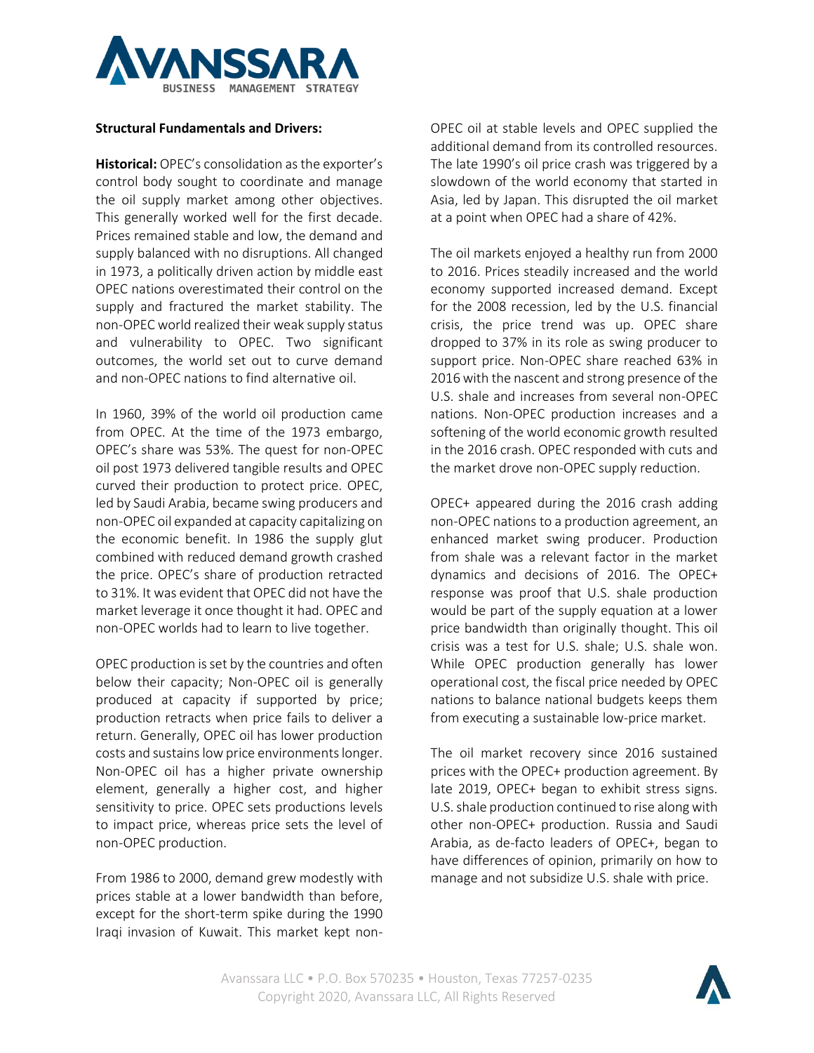**Structural Fundamentals and Drivers:**

**Historical:** OPEC's consolidation as the exporter's control body sought to coordinate and manage the oil supply market among other objectives. This generally worked well for the first decade. Prices remained stable and low, the demand and supply balanced with no disruptions. All changed in 1973, a politically driven action by middle east OPEC nations overestimated their control on the supply and fractured the market stability. The non-OPEC world realized their weak supply status and vulnerability to OPEC. Two significant outcomes, the world set out to curve demand and non-OPEC nations to find alternative oil.

In 1960, 39% of the world oil production came from OPEC. At the time of the 1973 embargo, OPEC's share was 53%. The quest for non-OPEC oil post 1973 delivered tangible results and OPEC curved their production to protect price. OPEC, led by Saudi Arabia, became swing producers and non-OPEC oil expanded at capacity capitalizing on the economic benefit. In 1986 the supply glut combined with reduced demand growth crashed the price. OPEC's share of production retracted to 31%. It was evident that OPEC did not have the market leverage it once thought it had. OPEC and non-OPEC worlds had to learn to live together.

OPEC production is set by the countries and often below their capacity; Non-OPEC oil is generally produced at capacity if supported by price; production retracts when price fails to deliver a return. Generally, OPEC oil has lower production costs and sustains low price environments longer. Non-OPEC oil has a higher private ownership element, generally a higher cost, and higher sensitivity to price. OPEC sets productions levels to impact price, whereas price sets the level of non-OPEC production.

From 1986 to 2000, demand grew modestly with prices stable at a lower bandwidth than before, except for the short-term spike during the 1990 Iraqi invasion of Kuwait. This market kept non-OPEC oil at stable levels and OPEC supplied the additional demand from its controlled resources. The late 1990's oil price crash was triggered by a slowdown of the world economy that started in Asia, led by Japan. This disrupted the oil market at a point when OPEC had a share of 42%.

The oil markets enjoyed a healthy run from 2000 to 2016. Prices steadily increased and the world economy supported increased demand. Except for the 2008 recession, led by the U.S. financial crisis, the price trend was up. OPEC share dropped to 37% in its role as swing producer to support price. Non-OPEC share reached 63% in 2016 with the nascent and strong presence of the U.S. shale and increases from several non-OPEC nations. Non-OPEC production increases and a softening of the world economic growth resulted in the 2016 crash. OPEC responded with cuts and the market drove non-OPEC supply reduction.

OPEC+ appeared during the 2016 crash adding non-OPEC nations to a production agreement, an enhanced market swing producer. Production from shale was a relevant factor in the market dynamics and decisions of 2016. The OPEC+ response was proof that U.S. shale production would be part of the supply equation at a lower price bandwidth than originally thought. This oil crisis was a test for U.S. shale; U.S. shale won. While OPEC production generally has lower operational cost, the fiscal price needed by OPEC nations to balance national budgets keeps them from executing a sustainable low-price market.

The oil market recovery since 2016 sustained prices with the OPEC+ production agreement. By late 2019, OPEC+ began to exhibit stress signs. U.S. shale production continued to rise along with other non-OPEC+ production. Russia and Saudi Arabia, as de-facto leaders of OPEC+, began to have differences of opinion, primarily on how to manage and not subsidize U.S. shale with price.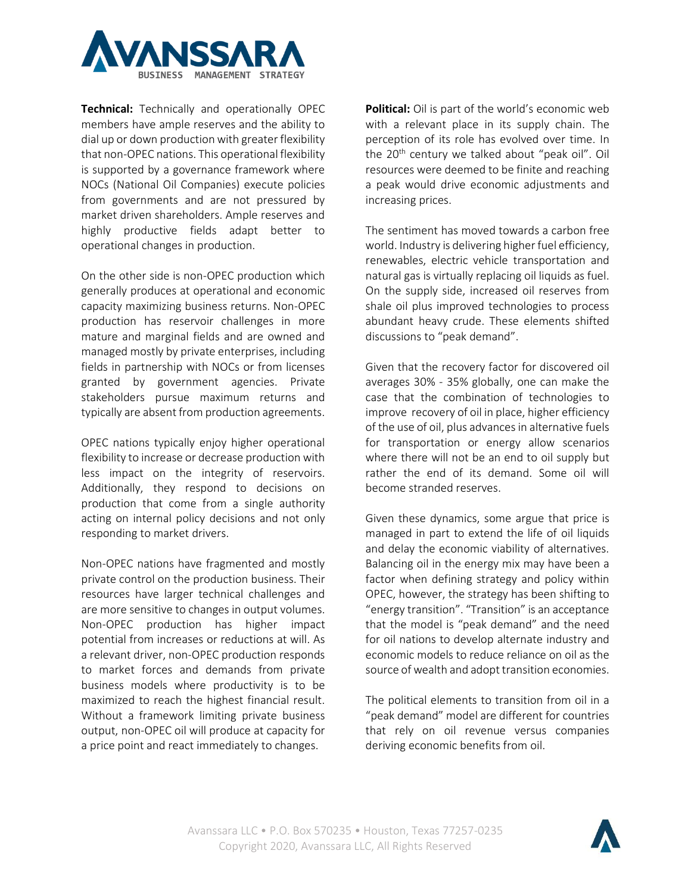**Technical:** Technically and operationally OPEC members have ample reserves and the ability to dial up or down production with greater flexibility that non-OPEC nations. This operational flexibility is supported by a governance framework where NOCs (National Oil Companies) execute policies from governments and are not pressured by market driven shareholders. Ample reserves and highly productive fields adapt better to operational changes in production.

On the other side is non-OPEC production which generally produces at operational and economic capacity maximizing business returns. Non-OPEC production has reservoir challenges in more mature and marginal fields and are owned and managed mostly by private enterprises, including fields in partnership with NOCs or from licenses granted by government agencies. Private stakeholders pursue maximum returns and typically are absent from production agreements.

OPEC nations typically enjoy higher operational flexibility to increase or decrease production with less impact on the integrity of reservoirs. Additionally, they respond to decisions on production that come from a single authority acting on internal policy decisions and not only responding to market drivers.

Non-OPEC nations have fragmented and mostly private control on the production business. Their resources have larger technical challenges and are more sensitive to changes in output volumes. Non-OPEC production has higher impact potential from increases or reductions at will. As a relevant driver, non-OPEC production responds to market forces and demands from private business models where productivity is to be maximized to reach the highest financial result. Without a framework limiting private business output, non-OPEC oil will produce at capacity for a price point and react immediately to changes.

**Political:** Oil is part of the world's economic web with a relevant place in its supply chain. The perception of its role has evolved over time. In the 20th century we talked about "peak oil". Oil resources were deemed to be finite and reaching a peak would drive economic adjustments and increasing prices.

The sentiment has moved towards a carbon free world. Industry is delivering higher fuel efficiency, renewables, electric vehicle transportation and natural gas is virtually replacing oil liquids as fuel. On the supply side, increased oil reserves from shale oil plus improved technologies to process abundant heavy crude. These elements shifted discussions to "peak demand".

Given that the recovery factor for discovered oil averages 30% - 35% globally, one can make the case that the combination of technologies to improve recovery of oil in place, higher efficiency of the use of oil, plus advances in alternative fuels for transportation or energy allow scenarios where there will not be an end to oil supply but rather the end of its demand. Some oil will become stranded reserves.

Given these dynamics, some argue that price is managed in part to extend the life of oil liquids and delay the economic viability of alternatives. Balancing oil in the energy mix may have been a factor when defining strategy and policy within OPEC, however, the strategy has been shifting to "energy transition". "Transition" is an acceptance that the model is "peak demand" and the need for oil nations to develop alternate industry and economic models to reduce reliance on oil as the source of wealth and adopt transition economies.

The political elements to transition from oil in a "peak demand" model are different for countries that rely on oil revenue versus companies deriving economic benefits from oil.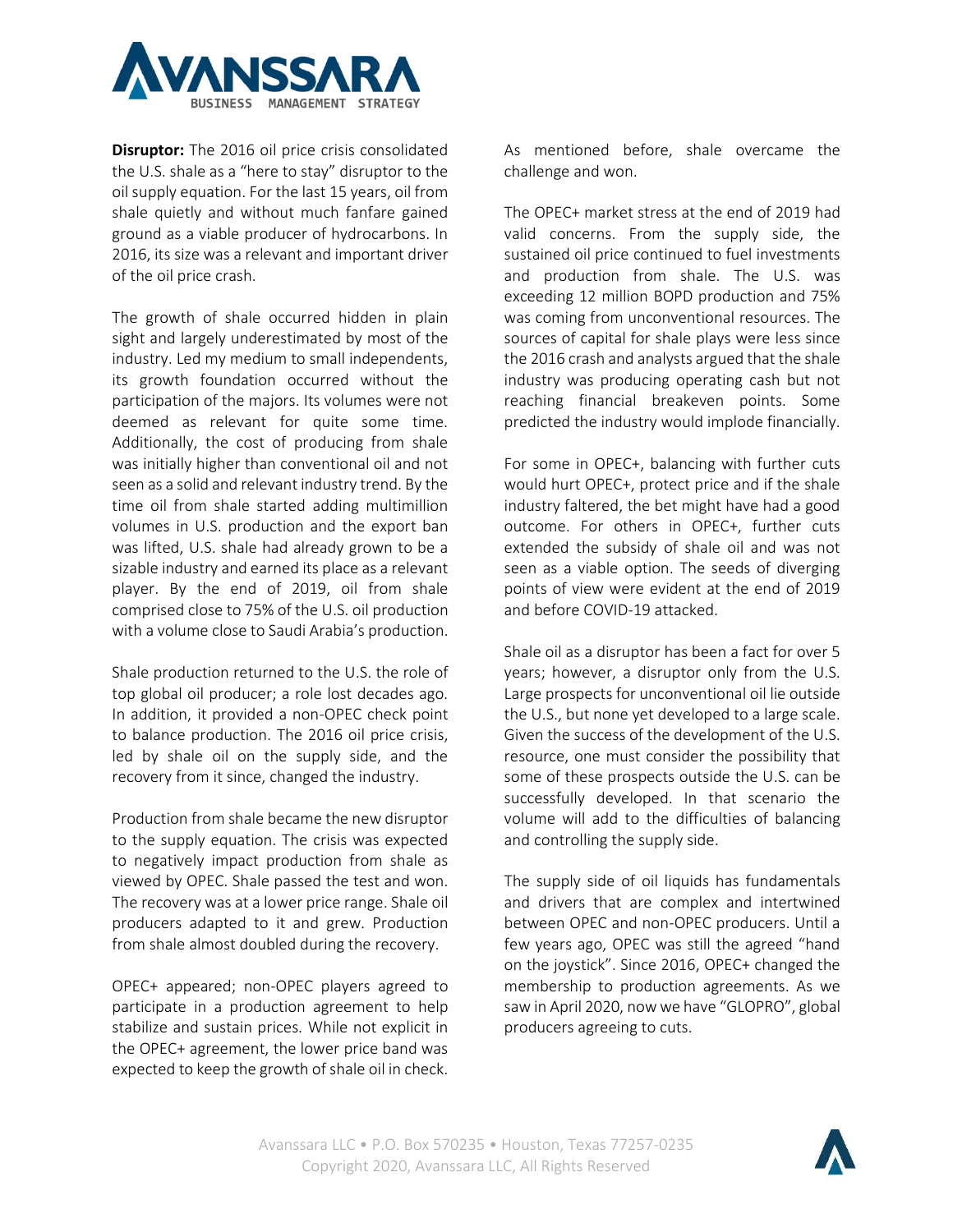**Disruptor:** The 2016 oil price crisis consolidated the U.S. shale as a "here to stay" disruptor to the oil supply equation. For the last 15 years, oil from shale quietly and without much fanfare gained ground as a viable producer of hydrocarbons. In 2016, its size was a relevant and important driver of the oil price crash.

The growth of shale occurred hidden in plain sight and largely underestimated by most of the industry. Led my medium to small independents, its growth foundation occurred without the participation of the majors. Its volumes were not deemed as relevant for quite some time. Additionally, the cost of producing from shale was initially higher than conventional oil and not seen as a solid and relevant industry trend. By the time oil from shale started adding multimillion volumes in U.S. production and the export ban was lifted, U.S. shale had already grown to be a sizable industry and earned its place as a relevant player. By the end of 2019, oil from shale comprised close to 75% of the U.S. oil production with a volume close to Saudi Arabia's production.

Shale production returned to the U.S. the role of top global oil producer; a role lost decades ago. In addition, it provided a non-OPEC check point to balance production. The 2016 oil price crisis, led by shale oil on the supply side, and the recovery from it since, changed the industry.

Production from shale became the new disruptor to the supply equation. The crisis was expected to negatively impact production from shale as viewed by OPEC. Shale passed the test and won. The recovery was at a lower price range. Shale oil producers adapted to it and grew. Production from shale almost doubled during the recovery.

OPEC+ appeared; non-OPEC players agreed to participate in a production agreement to help stabilize and sustain prices. While not explicit in the OPEC+ agreement, the lower price band was expected to keep the growth of shale oil in check. As mentioned before, shale overcame the challenge and won.

The OPEC+ market stress at the end of 2019 had valid concerns. From the supply side, the sustained oil price continued to fuel investments and production from shale. The U.S. was exceeding 12 million BOPD production and 75% was coming from unconventional resources. The sources of capital for shale plays were less since the 2016 crash and analysts argued that the shale industry was producing operating cash but not reaching financial breakeven points. Some predicted the industry would implode financially.

For some in OPEC+, balancing with further cuts would hurt OPEC+, protect price and if the shale industry faltered, the bet might have had a good outcome. For others in OPEC+, further cuts extended the subsidy of shale oil and was not seen as a viable option. The seeds of diverging points of view were evident at the end of 2019 and before COVID-19 attacked.

Shale oil as a disruptor has been a fact for over 5 years; however, a disruptor only from the U.S. Large prospects for unconventional oil lie outside the U.S., but none yet developed to a large scale. Given the success of the development of the U.S. resource, one must consider the possibility that some of these prospects outside the U.S. can be successfully developed. In that scenario the volume will add to the difficulties of balancing and controlling the supply side.

The supply side of oil liquids has fundamentals and drivers that are complex and intertwined between OPEC and non-OPEC producers. Until a few years ago, OPEC was still the agreed "hand on the joystick". Since 2016, OPEC+ changed the membership to production agreements. As we saw in April 2020, now we have "GLOPRO", global producers agreeing to cuts.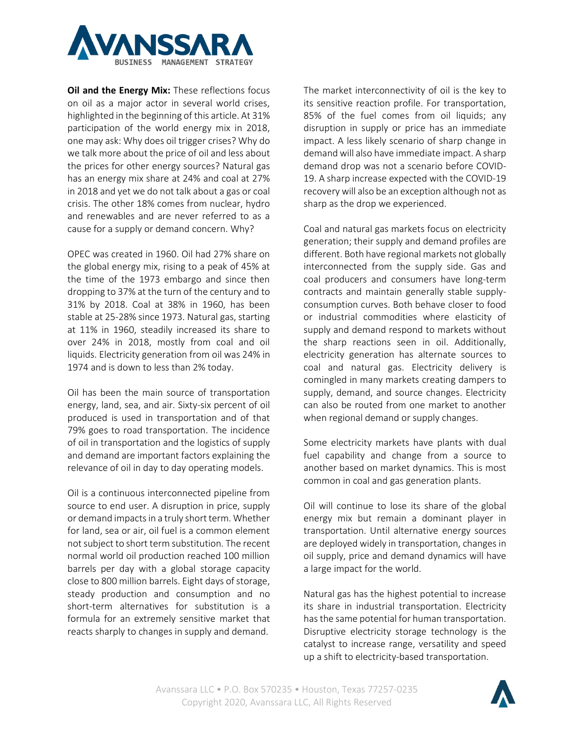**Oil and the Energy Mix:** These reflections focus on oil as a major actor in several world crises, highlighted in the beginning of this article. At 31% participation of the world energy mix in 2018, one may ask: Why does oil trigger crises? Why do we talk more about the price of oil and less about the prices for other energy sources? Natural gas has an energy mix share at 24% and coal at 27% in 2018 and yet we do not talk about a gas or coal crisis. The other 18% comes from nuclear, hydro and renewables and are never referred to as a cause for a supply or demand concern. Why?

OPEC was created in 1960. Oil had 27% share on the global energy mix, rising to a peak of 45% at the time of the 1973 embargo and since then dropping to 37% at the turn of the century and to 31% by 2018. Coal at 38% in 1960, has been stable at 25-28% since 1973. Natural gas, starting at 11% in 1960, steadily increased its share to over 24% in 2018, mostly from coal and oil liquids. Electricity generation from oil was 24% in 1974 and is down to less than 2% today.

Oil has been the main source of transportation energy, land, sea, and air. Sixty-six percent of oil produced is used in transportation and of that 79% goes to road transportation. The incidence of oil in transportation and the logistics of supply and demand are important factors explaining the relevance of oil in day to day operating models.

Oil is a continuous interconnected pipeline from source to end user. A disruption in price, supply or demand impacts in a truly short term. Whether for land, sea or air, oil fuel is a common element not subject to short term substitution. The recent normal world oil production reached 100 million barrels per day with a global storage capacity close to 800 million barrels. Eight days of storage, steady production and consumption and no short-term alternatives for substitution is a formula for an extremely sensitive market that reacts sharply to changes in supply and demand.

The market interconnectivity of oil is the key to its sensitive reaction profile. For transportation, 85% of the fuel comes from oil liquids; any disruption in supply or price has an immediate impact. A less likely scenario of sharp change in demand will also have immediate impact. A sharp demand drop was not a scenario before COVID-19. A sharp increase expected with the COVID-19 recovery will also be an exception although not as sharp as the drop we experienced.

Coal and natural gas markets focus on electricity generation; their supply and demand profiles are different. Both have regional markets not globally interconnected from the supply side. Gas and coal producers and consumers have long-term contracts and maintain generally stable supply-consumption curves. Both behave closer to food or industrial commodities where elasticity of supply and demand respond to markets without the sharp reactions seen in oil. Additionally, electricity generation has alternate sources to coal and natural gas. Electricity delivery is comingled in many markets creating dampers to supply, demand, and source changes. Electricity can also be routed from one market to another when regional demand or supply changes.

Some electricity markets have plants with dual fuel capability and change from a source to another based on market dynamics. This is most common in coal and gas generation plants.

Oil will continue to lose its share of the global energy mix but remain a dominant player in transportation. Until alternative energy sources are deployed widely in transportation, changes in oil supply, price and demand dynamics will have a large impact for the world.

Natural gas has the highest potential to increase its share in industrial transportation. Electricity has the same potential for human transportation. Disruptive electricity storage technology is the catalyst to increase range, versatility and speed up a shift to electricity-based transportation.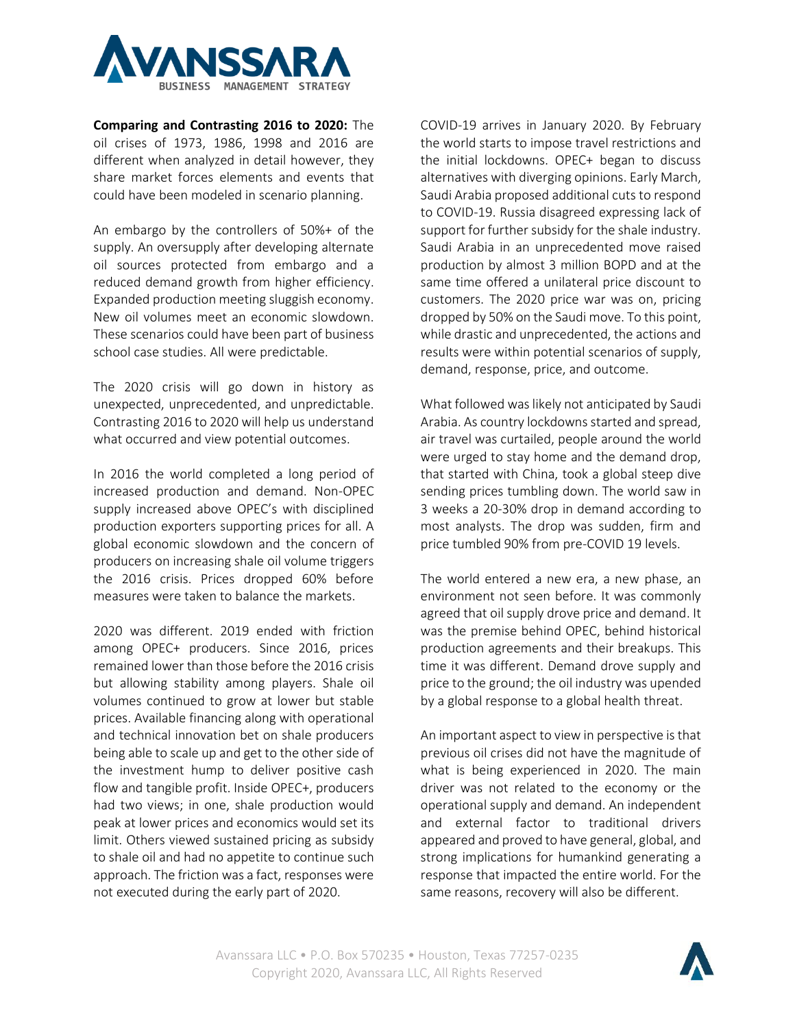**Comparing and Contrasting 2016 to 2020:** The oil crises of 1973, 1986, 1998 and 2016 are different when analyzed in detail however, they share market forces elements and events that could have been modeled in scenario planning.

An embargo by the controllers of 50%+ of the supply. An oversupply after developing alternate oil sources protected from embargo and a reduced demand growth from higher efficiency. Expanded production meeting sluggish economy. New oil volumes meet an economic slowdown. These scenarios could have been part of business school case studies. All were predictable.

The 2020 crisis will go down in history as unexpected, unprecedented, and unpredictable. Contrasting 2016 to 2020 will help us understand what occurred and view potential outcomes.

In 2016 the world completed a long period of increased production and demand. Non-OPEC supply increased above OPEC's with disciplined production exporters supporting prices for all. A global economic slowdown and the concern of producers on increasing shale oil volume triggers the 2016 crisis. Prices dropped 60% before measures were taken to balance the markets.

2020 was different. 2019 ended with friction among OPEC+ producers. Since 2016, prices remained lower than those before the 2016 crisis but allowing stability among players. Shale oil volumes continued to grow at lower but stable prices. Available financing along with operational and technical innovation bet on shale producers being able to scale up and get to the other side of the investment hump to deliver positive cash flow and tangible profit. Inside OPEC+, producers had two views; in one, shale production would peak at lower prices and economics would set its limit. Others viewed sustained pricing as subsidy to shale oil and had no appetite to continue such approach. The friction was a fact, responses were not executed during the early part of 2020.

COVID-19 arrives in January 2020. By February the world starts to impose travel restrictions and the initial lockdowns. OPEC+ began to discuss alternatives with diverging opinions. Early March, Saudi Arabia proposed additional cuts to respond to COVID-19. Russia disagreed expressing lack of support for further subsidy for the shale industry. Saudi Arabia in an unprecedented move raised production by almost 3 million BOPD and at the same time offered a unilateral price discount to customers. The 2020 price war was on, pricing dropped by 50% on the Saudi move. To this point, while drastic and unprecedented, the actions and results were within potential scenarios of supply, demand, response, price, and outcome.

What followed was likely not anticipated by Saudi Arabia. As country lockdowns started and spread, air travel was curtailed, people around the world were urged to stay home and the demand drop, that started with China, took a global steep dive sending prices tumbling down. The world saw in 3 weeks a 20-30% drop in demand according to most analysts. The drop was sudden, firm and price tumbled 90% from pre-COVID 19 levels.

The world entered a new era, a new phase, an environment not seen before. It was commonly agreed that oil supply drove price and demand. It was the premise behind OPEC, behind historical production agreements and their breakups. This time it was different. Demand drove supply and price to the ground; the oil industry was upended by a global response to a global health threat.

An important aspect to view in perspective is that previous oil crises did not have the magnitude of what is being experienced in 2020. The main driver was not related to the economy or the operational supply and demand. An independent and external factor to traditional drivers appeared and proved to have general, global, and strong implications for humankind generating a response that impacted the entire world. For the same reasons, recovery will also be different.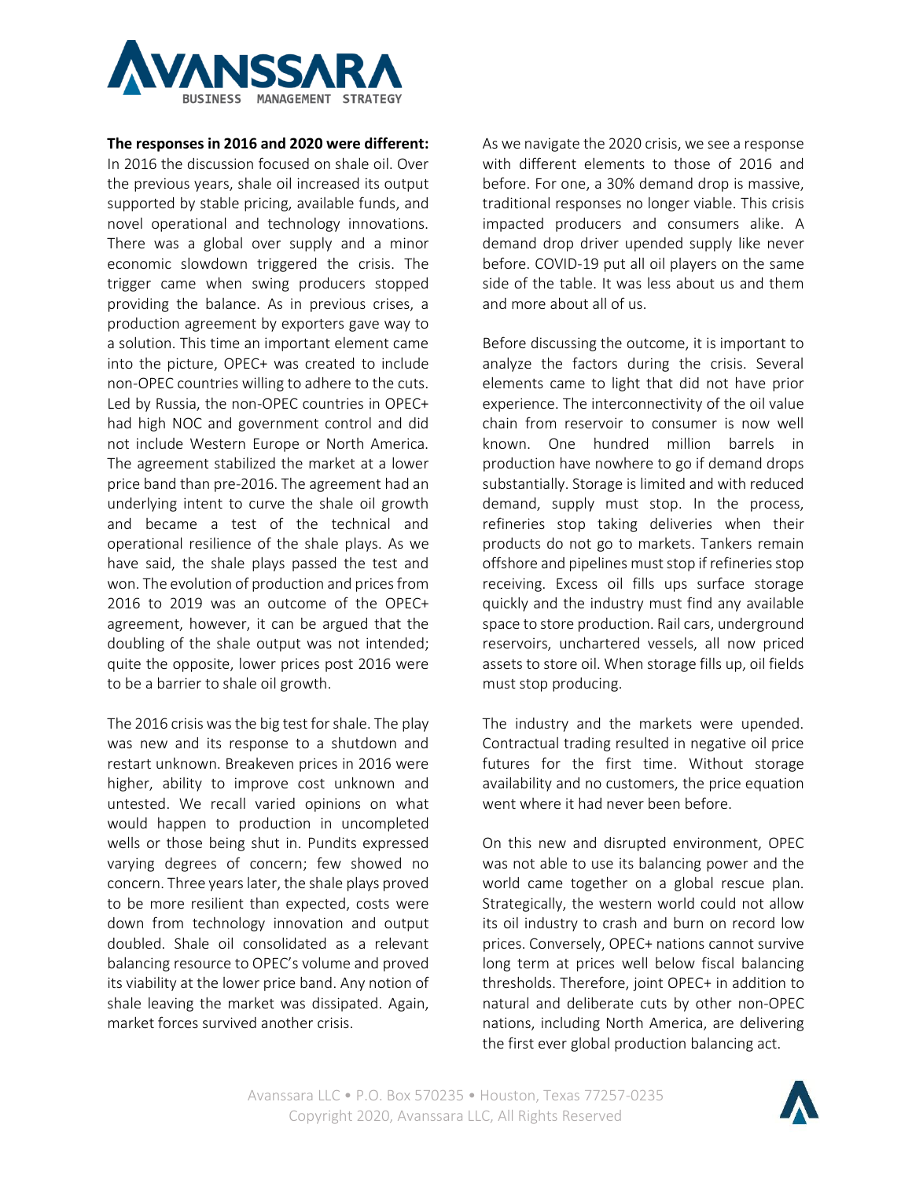**The responses in 2016 and 2020 were different:** In 2016 the discussion focused on shale oil. Over the previous years, shale oil increased its output supported by stable pricing, available funds, and novel operational and technology innovations. There was a global over supply and a minor economic slowdown triggered the crisis. The trigger came when swing producers stopped providing the balance. As in previous crises, a production agreement by exporters gave way to a solution. This time an important element came into the picture, OPEC+ was created to include non-OPEC countries willing to adhere to the cuts. Led by Russia, the non-OPEC countries in OPEC+ had high NOC and government control and did not include Western Europe or North America. The agreement stabilized the market at a lower price band than pre-2016. The agreement had an underlying intent to curve the shale oil growth and became a test of the technical and operational resilience of the shale plays. As we have said, the shale plays passed the test and won. The evolution of production and prices from 2016 to 2019 was an outcome of the OPEC+ agreement, however, it can be argued that the doubling of the shale output was not intended; quite the opposite, lower prices post 2016 were to be a barrier to shale oil growth.

The 2016 crisis was the big test for shale. The play was new and its response to a shutdown and restart unknown. Breakeven prices in 2016 were higher, ability to improve cost unknown and untested. We recall varied opinions on what would happen to production in uncompleted wells or those being shut in. Pundits expressed varying degrees of concern; few showed no concern. Three years later, the shale plays proved to be more resilient than expected, costs were down from technology innovation and output doubled. Shale oil consolidated as a relevant balancing resource to OPEC's volume and proved its viability at the lower price band. Any notion of shale leaving the market was dissipated. Again, market forces survived another crisis.

As we navigate the 2020 crisis, we see a response with different elements to those of 2016 and before. For one, a 30% demand drop is massive, traditional responses no longer viable. This crisis impacted producers and consumers alike. A demand drop driver upended supply like never before. COVID-19 put all oil players on the same side of the table. It was less about us and them and more about all of us.

Before discussing the outcome, it is important to analyze the factors during the crisis. Several elements came to light that did not have prior experience. The interconnectivity of the oil value chain from reservoir to consumer is now well known. One hundred million barrels in production have nowhere to go if demand drops substantially. Storage is limited and with reduced demand, supply must stop. In the process, refineries stop taking deliveries when their products do not go to markets. Tankers remain offshore and pipelines must stop if refineries stop receiving. Excess oil fills ups surface storage quickly and the industry must find any available space to store production. Rail cars, underground reservoirs, unchartered vessels, all now priced assets to store oil. When storage fills up, oil fields must stop producing.

The industry and the markets were upended. Contractual trading resulted in negative oil price futures for the first time. Without storage availability and no customers, the price equation went where it had never been before.

On this new and disrupted environment, OPEC was not able to use its balancing power and the world came together on a global rescue plan. Strategically, the western world could not allow its oil industry to crash and burn on record low prices. Conversely, OPEC+ nations cannot survive long term at prices well below fiscal balancing thresholds. Therefore, joint OPEC+ in addition to natural and deliberate cuts by other non-OPEC nations, including North America, are delivering the first ever global production balancing act.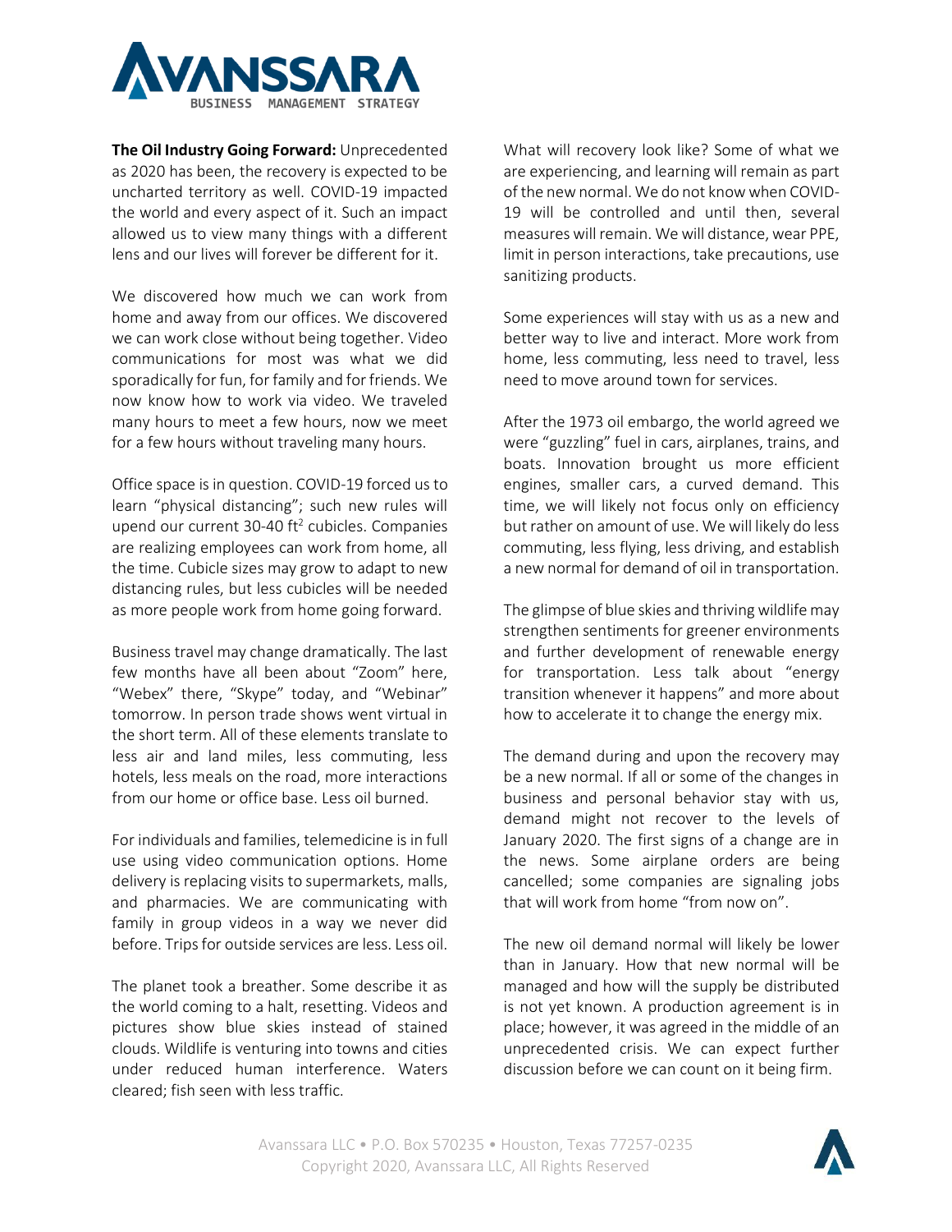**The Oil Industry Going Forward:** Unprecedented as 2020 has been, the recovery is expected to be uncharted territory as well. COVID-19 impacted the world and every aspect of it. Such an impact allowed us to view many things with a different lens and our lives will forever be different for it.

We discovered how much we can work from home and away from our offices. We discovered we can work close without being together. Video communications for most was what we did sporadically for fun, for family and for friends. We now know how to work via video. We traveled many hours to meet a few hours, now we meet for a few hours without traveling many hours.

Office space is in question. COVID-19 forced us to learn "physical distancing"; such new rules will upend our current 30-40 $ft^2$ cubicles. Companies are realizing employees can work from home, all the time. Cubicle sizes may grow to adapt to new distancing rules, but less cubicles will be needed as more people work from home going forward.

Business travel may change dramatically. The last few months have all been about "Zoom" here, "Webex" there, "Skype" today, and "Webinar" tomorrow. In person trade shows went virtual in the short term. All of these elements translate to less air and land miles, less commuting, less hotels, less meals on the road, more interactions from our home or office base. Less oil burned.

For individuals and families, telemedicine is in full use using video communication options. Home delivery is replacing visits to supermarkets, malls, and pharmacies. We are communicating with family in group videos in a way we never did before. Trips for outside services are less. Less oil.

The planet took a breather. Some describe it as the world coming to a halt, resetting. Videos and pictures show blue skies instead of stained clouds. Wildlife is venturing into towns and cities under reduced human interference. Waters cleared; fish seen with less traffic.

What will recovery look like? Some of what we are experiencing, and learning will remain as part of the new normal. We do not know when COVID-19 will be controlled and until then, several measures will remain. We will distance, wear PPE, limit in person interactions, take precautions, use sanitizing products.

Some experiences will stay with us as a new and better way to live and interact. More work from home, less commuting, less need to travel, less need to move around town for services.

After the 1973 oil embargo, the world agreed we were "guzzling" fuel in cars, airplanes, trains, and boats. Innovation brought us more efficient engines, smaller cars, a curved demand. This time, we will likely not focus only on efficiency but rather on amount of use. We will likely do less commuting, less flying, less driving, and establish a new normal for demand of oil in transportation.

The glimpse of blue skies and thriving wildlife may strengthen sentiments for greener environments and further development of renewable energy for transportation. Less talk about "energy transition whenever it happens" and more about how to accelerate it to change the energy mix.

The demand during and upon the recovery may be a new normal. If all or some of the changes in business and personal behavior stay with us, demand might not recover to the levels of January 2020. The first signs of a change are in the news. Some airplane orders are being cancelled; some companies are signaling jobs that will work from home "from now on".

The new oil demand normal will likely be lower than in January. How that new normal will be managed and how will the supply be distributed is not yet known. A production agreement is in place; however, it was agreed in the middle of an unprecedented crisis. We can expect further discussion before we can count on it being firm.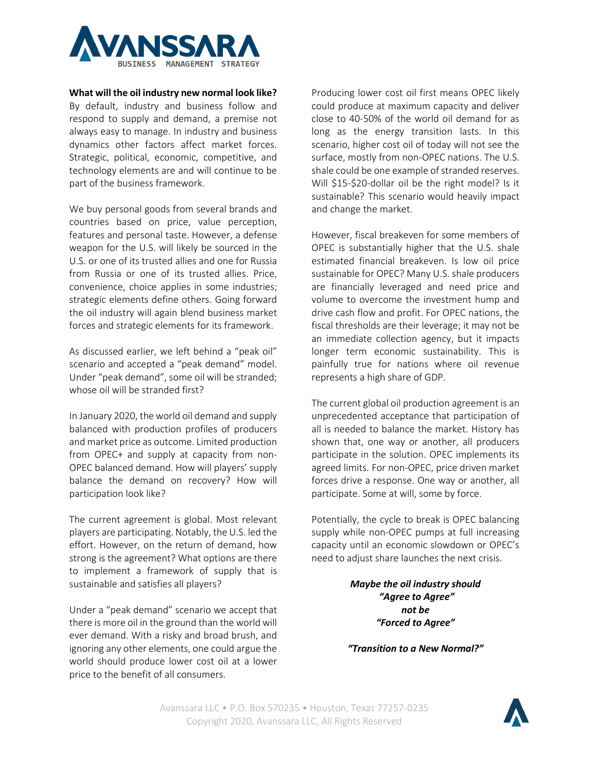**What will the oil industry new normal look like?**
By default, industry and business follow and respond to supply and demand, a premise not always easy to manage. In industry and business dynamics other factors affect market forces. Strategic, political, economic, competitive, and technology elements are and will continue to be part of the business framework.

We buy personal goods from several brands and countries based on price, value perception, features and personal taste. However, a defense weapon for the U.S. will likely be sourced in the U.S. or one of its trusted allies and one for Russia from Russia or one of its trusted allies. Price, convenience, choice applies in some industries; strategic elements define others. Going forward the oil industry will again blend business market forces and strategic elements for its framework.

As discussed earlier, we left behind a "peak oil" scenario and accepted a "peak demand" model. Under "peak demand", some oil will be stranded; whose oil will be stranded first?

In January 2020, the world oil demand and supply balanced with production profiles of producers and market price as outcome. Limited production from OPEC+ and supply at capacity from non-OPEC balanced demand. How will players' supply balance the demand on recovery? How will participation look like?

The current agreement is global. Most relevant players are participating. Notably, the U.S. led the effort. However, on the return of demand, how strong is the agreement? What options are there to implement a framework of supply that is sustainable and satisfies all players?

Under a "peak demand" scenario we accept that there is more oil in the ground than the world will ever demand. With a risky and broad brush, and ignoring any other elements, one could argue the world should produce lower cost oil at a lower price to the benefit of all consumers.

Producing lower cost oil first means OPEC likely could produce at maximum capacity and deliver close to 40-50% of the world oil demand for as long as the energy transition lasts. In this scenario, higher cost oil of today will not see the surface, mostly from non-OPEC nations. The U.S. shale could be one example of stranded reserves. Will $15-$20-dollar oil be the right model? Is it sustainable? This scenario would heavily impact and change the market.

However, fiscal breakeven for some members of OPEC is substantially higher that the U.S. shale estimated financial breakeven. Is low oil price sustainable for OPEC? Many U.S. shale producers are financially leveraged and need price and volume to overcome the investment hump and drive cash flow and profit. For OPEC nations, the fiscal thresholds are their leverage; it may not be an immediate collection agency, but it impacts longer term economic sustainability. This is painfully true for nations where oil revenue represents a high share of GDP.

The current global oil production agreement is an unprecedented acceptance that participation of all is needed to balance the market. History has shown that, one way or another, all producers participate in the solution. OPEC implements its agreed limits. For non-OPEC, price driven market forces drive a response. One way or another, all participate. Some at will, some by force.

Potentially, the cycle to break is OPEC balancing supply while non-OPEC pumps at full increasing capacity until an economic slowdown or OPEC's need to adjust share launches the next crisis.

***Maybe the oil industry should***
***"Agree to Agree"***
***not be***
***"Forced to Agree"***

***"Transition to a New Normal?"***

Avanssara LLC • P.O. Box 570235 • Houston, Texas 77257-0235
Copyright 2020, Avanssara LLC, All Rights Reserved